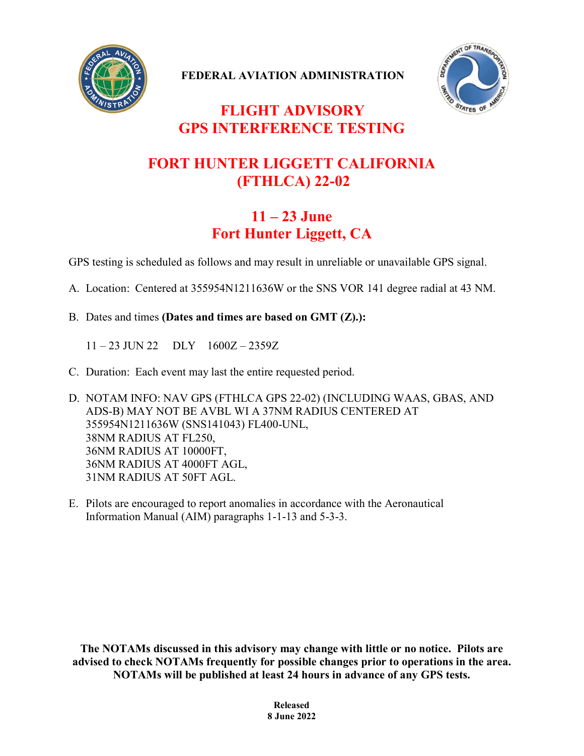**FEDERAL AVIATION ADMINISTRATION**

# FLIGHT ADVISORY
# GPS INTERFERENCE TESTING

## FORT HUNTER LIGGETT CALIFORNIA (FTHLCA) 22-02

## 11 – 23 June
## Fort Hunter Liggett, CA

GPS testing is scheduled as follows and may result in unreliable or unavailable GPS signal.

A. Location: Centered at 355954N1211636W or the SNS VOR 141 degree radial at 43 NM.

B. Dates and times **(Dates and times are based on GMT (Z).):**

   11 – 23 JUN 22     DLY     1600Z – 2359Z

C. Duration: Each event may last the entire requested period.

D. NOTAM INFO: NAV GPS (FTHLCA GPS 22-02) (INCLUDING WAAS, GBAS, AND ADS-B) MAY NOT BE AVBL WI A 37NM RADIUS CENTERED AT 355954N1211636W (SNS141043) FL400-UNL,
   38NM RADIUS AT FL250,
   36NM RADIUS AT 10000FT,
   36NM RADIUS AT 4000FT AGL,
   31NM RADIUS AT 50FT AGL.

E. Pilots are encouraged to report anomalies in accordance with the Aeronautical Information Manual (AIM) paragraphs 1-1-13 and 5-3-3.

**The NOTAMs discussed in this advisory may change with little or no notice. Pilots are advised to check NOTAMs frequently for possible changes prior to operations in the area. NOTAMs will be published at least 24 hours in advance of any GPS tests.**

**Released**
**8 June 2022**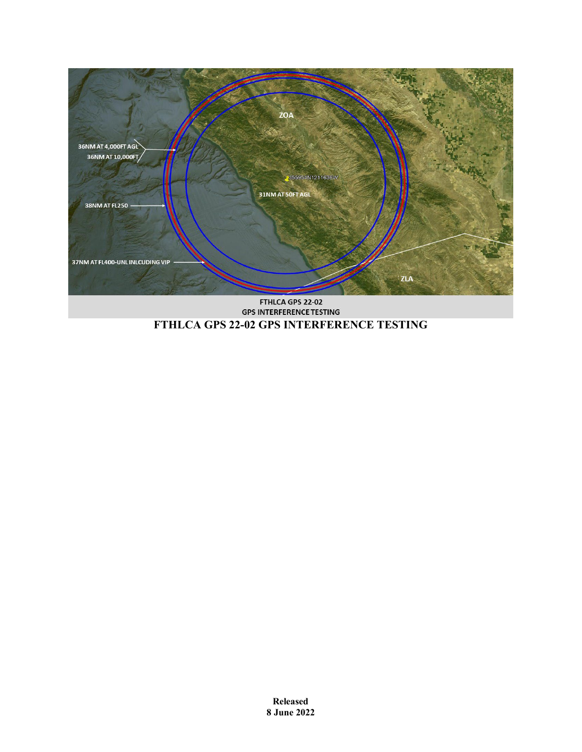36NM AT 4,000FT AGL

36NM AT 10,000FT

38NM AT FL250

37NM AT FL400-UNL INLCUDING VIP

ZOA

355954N1211636W

31NM AT 50FT AGL

ZLA

FTHLCA GPS 22-02
GPS INTERFERENCE TESTING

**FTHLCA GPS 22-02 GPS INTERFERENCE TESTING**

**Released**
**8 June 2022**